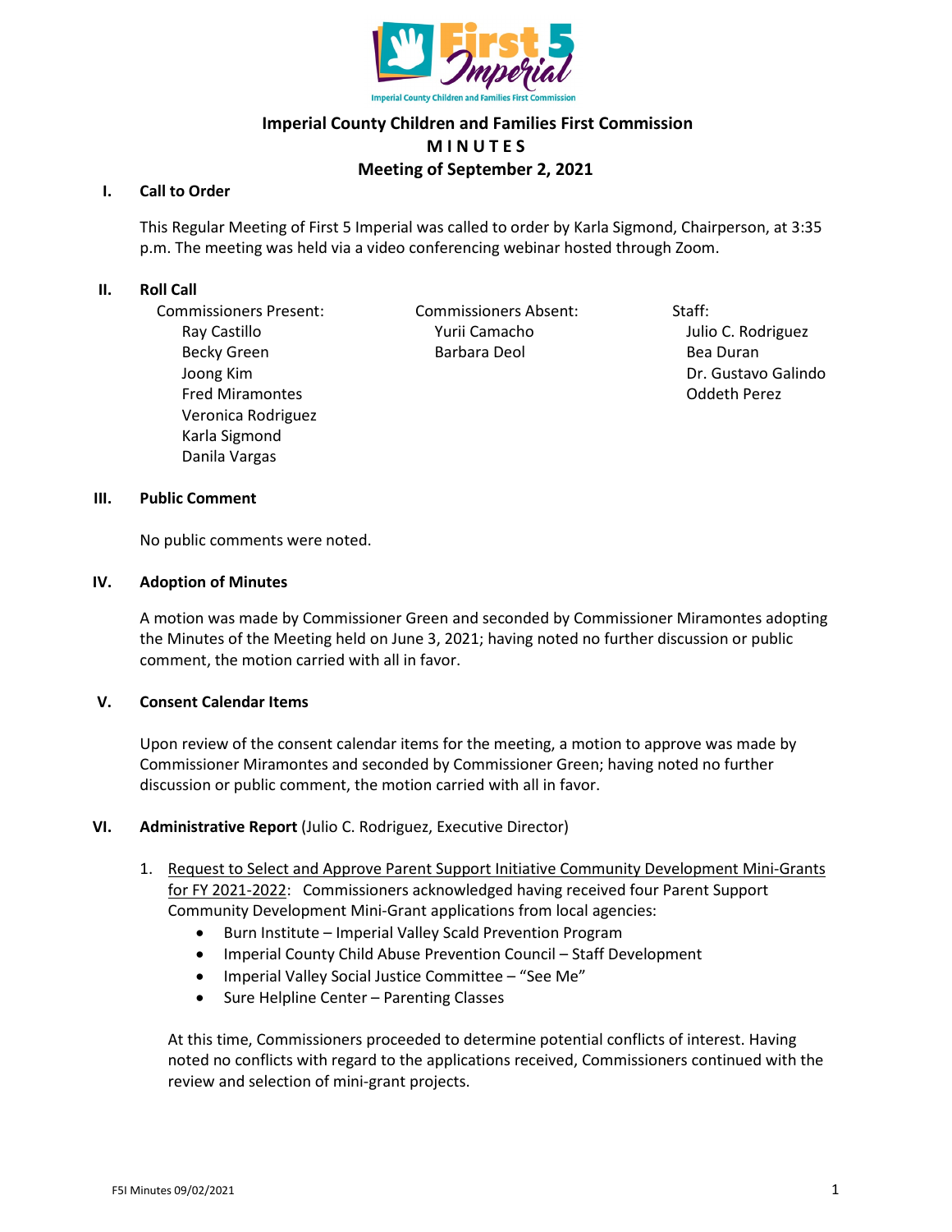# Imperial County Children and Families First Commission

## M I N U T E S

## Meeting of September 2, 2021

### I. Call to Order

This Regular Meeting of First 5 Imperial was called to order by Karla Sigmond, Chairperson, at 3:35 p.m. The meeting was held via a video conferencing webinar hosted through Zoom.

### II. Roll Call

| Commissioners Present: | Commissioners Absent: | Staff: |
|---|---|---|
| Ray Castillo | Yurii Camacho | Julio C. Rodriguez |
| Becky Green | Barbara Deol | Bea Duran |
| Joong Kim | | Dr. Gustavo Galindo |
| Fred Miramontes | | Oddeth Perez |
| Veronica Rodriguez | | |
| Karla Sigmond | | |
| Danila Vargas | | |

### III. Public Comment

No public comments were noted.

### IV. Adoption of Minutes

A motion was made by Commissioner Green and seconded by Commissioner Miramontes adopting the Minutes of the Meeting held on June 3, 2021; having noted no further discussion or public comment, the motion carried with all in favor.

### V. Consent Calendar Items

Upon review of the consent calendar items for the meeting, a motion to approve was made by Commissioner Miramontes and seconded by Commissioner Green; having noted no further discussion or public comment, the motion carried with all in favor.

### VI. Administrative Report (Julio C. Rodriguez, Executive Director)

1. Request to Select and Approve Parent Support Initiative Community Development Mini-Grants for FY 2021-2022: Commissioners acknowledged having received four Parent Support Community Development Mini-Grant applications from local agencies:
   - Burn Institute – Imperial Valley Scald Prevention Program
   - Imperial County Child Abuse Prevention Council – Staff Development
   - Imperial Valley Social Justice Committee – "See Me"
   - Sure Helpline Center – Parenting Classes

   At this time, Commissioners proceeded to determine potential conflicts of interest. Having noted no conflicts with regard to the applications received, Commissioners continued with the review and selection of mini-grant projects.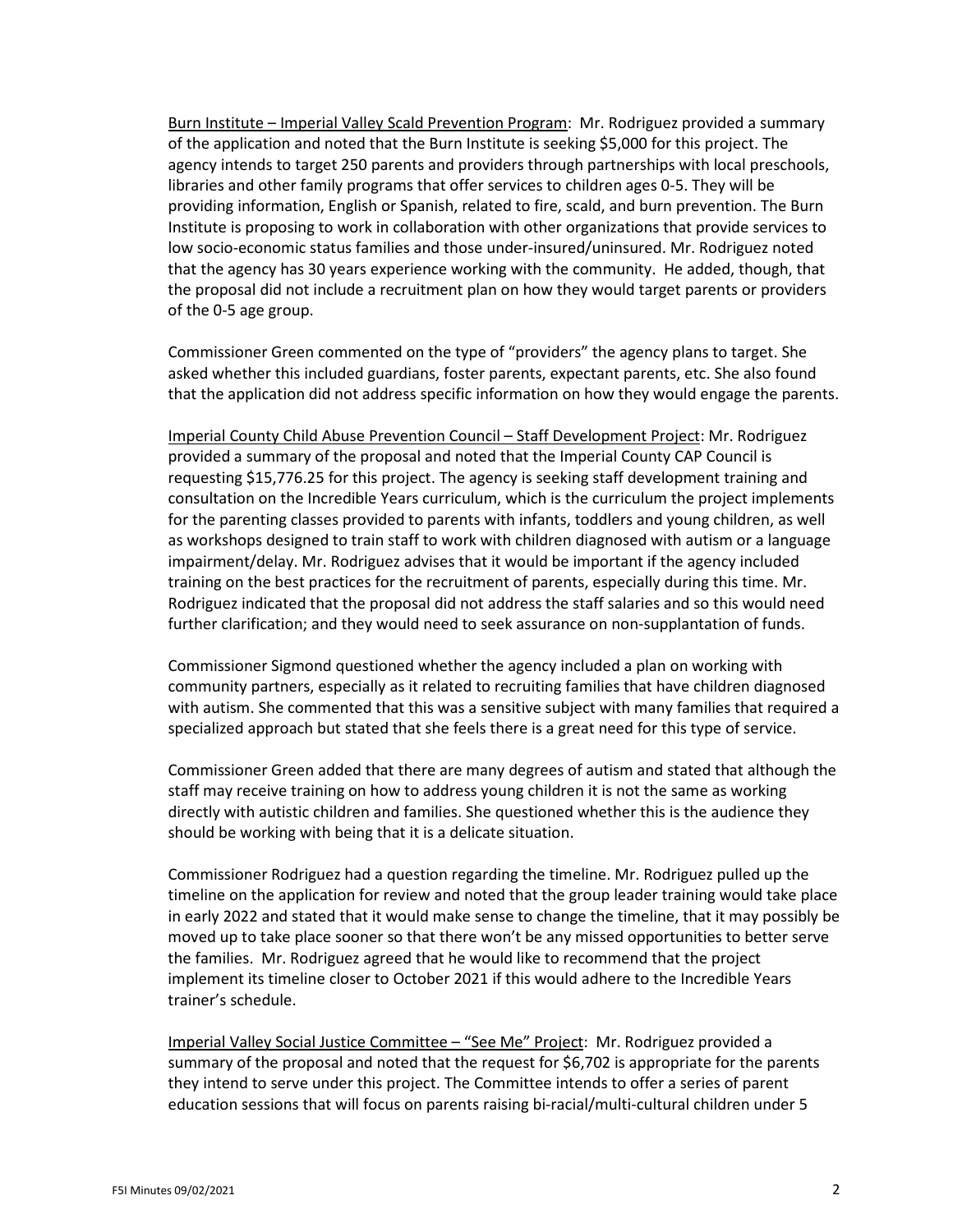Burn Institute – Imperial Valley Scald Prevention Program: Mr. Rodriguez provided a summary of the application and noted that the Burn Institute is seeking $5,000 for this project. The agency intends to target 250 parents and providers through partnerships with local preschools, libraries and other family programs that offer services to children ages 0-5. They will be providing information, English or Spanish, related to fire, scald, and burn prevention. The Burn Institute is proposing to work in collaboration with other organizations that provide services to low socio-economic status families and those under-insured/uninsured. Mr. Rodriguez noted that the agency has 30 years experience working with the community. He added, though, that the proposal did not include a recruitment plan on how they would target parents or providers of the 0-5 age group.

Commissioner Green commented on the type of "providers" the agency plans to target. She asked whether this included guardians, foster parents, expectant parents, etc. She also found that the application did not address specific information on how they would engage the parents.

Imperial County Child Abuse Prevention Council – Staff Development Project: Mr. Rodriguez provided a summary of the proposal and noted that the Imperial County CAP Council is requesting $15,776.25 for this project. The agency is seeking staff development training and consultation on the Incredible Years curriculum, which is the curriculum the project implements for the parenting classes provided to parents with infants, toddlers and young children, as well as workshops designed to train staff to work with children diagnosed with autism or a language impairment/delay. Mr. Rodriguez advises that it would be important if the agency included training on the best practices for the recruitment of parents, especially during this time. Mr. Rodriguez indicated that the proposal did not address the staff salaries and so this would need further clarification; and they would need to seek assurance on non-supplantation of funds.

Commissioner Sigmond questioned whether the agency included a plan on working with community partners, especially as it related to recruiting families that have children diagnosed with autism. She commented that this was a sensitive subject with many families that required a specialized approach but stated that she feels there is a great need for this type of service.

Commissioner Green added that there are many degrees of autism and stated that although the staff may receive training on how to address young children it is not the same as working directly with autistic children and families. She questioned whether this is the audience they should be working with being that it is a delicate situation.

Commissioner Rodriguez had a question regarding the timeline. Mr. Rodriguez pulled up the timeline on the application for review and noted that the group leader training would take place in early 2022 and stated that it would make sense to change the timeline, that it may possibly be moved up to take place sooner so that there won't be any missed opportunities to better serve the families. Mr. Rodriguez agreed that he would like to recommend that the project implement its timeline closer to October 2021 if this would adhere to the Incredible Years trainer's schedule.

Imperial Valley Social Justice Committee – "See Me" Project: Mr. Rodriguez provided a summary of the proposal and noted that the request for $6,702 is appropriate for the parents they intend to serve under this project. The Committee intends to offer a series of parent education sessions that will focus on parents raising bi-racial/multi-cultural children under 5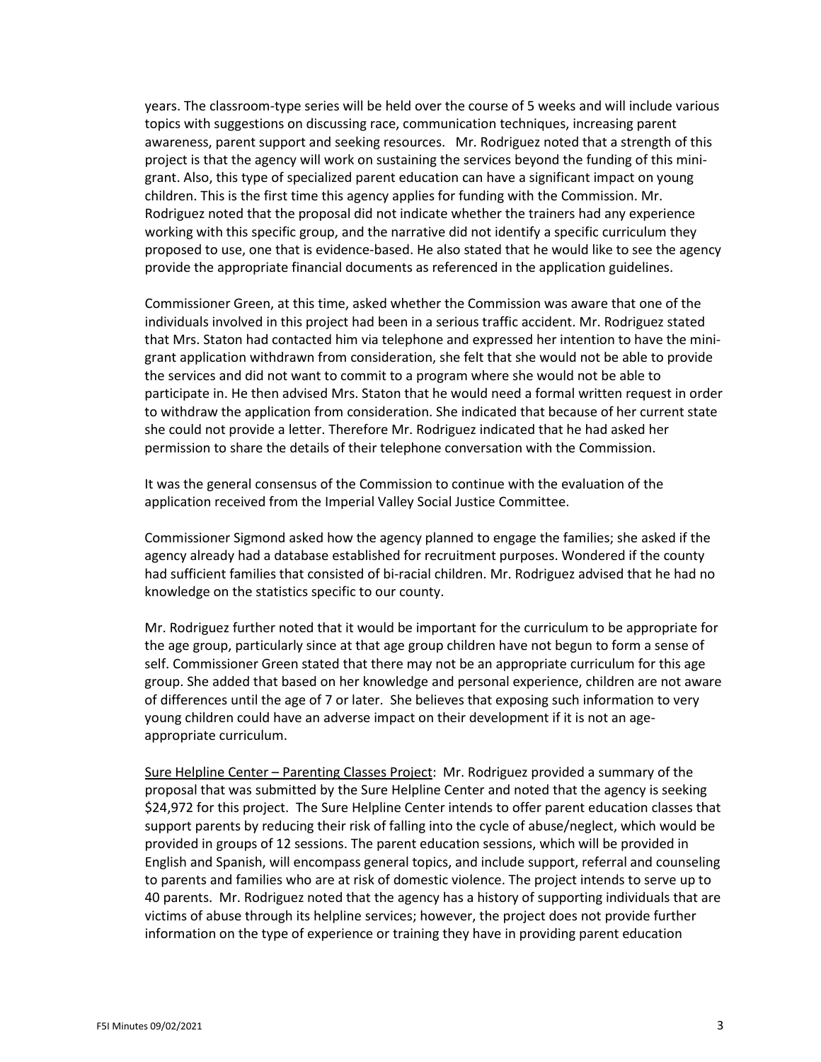years. The classroom-type series will be held over the course of 5 weeks and will include various topics with suggestions on discussing race, communication techniques, increasing parent awareness, parent support and seeking resources.   Mr. Rodriguez noted that a strength of this project is that the agency will work on sustaining the services beyond the funding of this mini-grant. Also, this type of specialized parent education can have a significant impact on young children. This is the first time this agency applies for funding with the Commission. Mr. Rodriguez noted that the proposal did not indicate whether the trainers had any experience working with this specific group, and the narrative did not identify a specific curriculum they proposed to use, one that is evidence-based. He also stated that he would like to see the agency provide the appropriate financial documents as referenced in the application guidelines.

Commissioner Green, at this time, asked whether the Commission was aware that one of the individuals involved in this project had been in a serious traffic accident. Mr. Rodriguez stated that Mrs. Staton had contacted him via telephone and expressed her intention to have the mini-grant application withdrawn from consideration, she felt that she would not be able to provide the services and did not want to commit to a program where she would not be able to participate in. He then advised Mrs. Staton that he would need a formal written request in order to withdraw the application from consideration. She indicated that because of her current state she could not provide a letter. Therefore Mr. Rodriguez indicated that he had asked her permission to share the details of their telephone conversation with the Commission.

It was the general consensus of the Commission to continue with the evaluation of the application received from the Imperial Valley Social Justice Committee.

Commissioner Sigmond asked how the agency planned to engage the families; she asked if the agency already had a database established for recruitment purposes. Wondered if the county had sufficient families that consisted of bi-racial children. Mr. Rodriguez advised that he had no knowledge on the statistics specific to our county.

Mr. Rodriguez further noted that it would be important for the curriculum to be appropriate for the age group, particularly since at that age group children have not begun to form a sense of self. Commissioner Green stated that there may not be an appropriate curriculum for this age group. She added that based on her knowledge and personal experience, children are not aware of differences until the age of 7 or later.  She believes that exposing such information to very young children could have an adverse impact on their development if it is not an age-appropriate curriculum.

<u>Sure Helpline Center – Parenting Classes Project</u>:  Mr. Rodriguez provided a summary of the proposal that was submitted by the Sure Helpline Center and noted that the agency is seeking $24,972 for this project.  The Sure Helpline Center intends to offer parent education classes that support parents by reducing their risk of falling into the cycle of abuse/neglect, which would be provided in groups of 12 sessions. The parent education sessions, which will be provided in English and Spanish, will encompass general topics, and include support, referral and counseling to parents and families who are at risk of domestic violence. The project intends to serve up to 40 parents.  Mr. Rodriguez noted that the agency has a history of supporting individuals that are victims of abuse through its helpline services; however, the project does not provide further information on the type of experience or training they have in providing parent education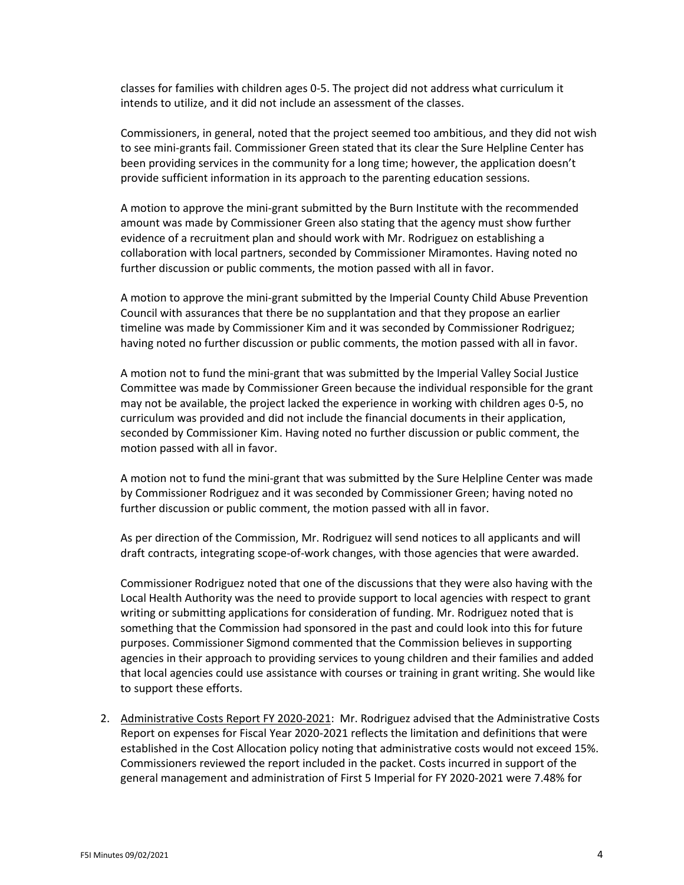classes for families with children ages 0-5. The project did not address what curriculum it intends to utilize, and it did not include an assessment of the classes.

Commissioners, in general, noted that the project seemed too ambitious, and they did not wish to see mini-grants fail. Commissioner Green stated that its clear the Sure Helpline Center has been providing services in the community for a long time; however, the application doesn't provide sufficient information in its approach to the parenting education sessions.

A motion to approve the mini-grant submitted by the Burn Institute with the recommended amount was made by Commissioner Green also stating that the agency must show further evidence of a recruitment plan and should work with Mr. Rodriguez on establishing a collaboration with local partners, seconded by Commissioner Miramontes. Having noted no further discussion or public comments, the motion passed with all in favor.

A motion to approve the mini-grant submitted by the Imperial County Child Abuse Prevention Council with assurances that there be no supplantation and that they propose an earlier timeline was made by Commissioner Kim and it was seconded by Commissioner Rodriguez; having noted no further discussion or public comments, the motion passed with all in favor.

A motion not to fund the mini-grant that was submitted by the Imperial Valley Social Justice Committee was made by Commissioner Green because the individual responsible for the grant may not be available, the project lacked the experience in working with children ages 0-5, no curriculum was provided and did not include the financial documents in their application, seconded by Commissioner Kim. Having noted no further discussion or public comment, the motion passed with all in favor.

A motion not to fund the mini-grant that was submitted by the Sure Helpline Center was made by Commissioner Rodriguez and it was seconded by Commissioner Green; having noted no further discussion or public comment, the motion passed with all in favor.

As per direction of the Commission, Mr. Rodriguez will send notices to all applicants and will draft contracts, integrating scope-of-work changes, with those agencies that were awarded.

Commissioner Rodriguez noted that one of the discussions that they were also having with the Local Health Authority was the need to provide support to local agencies with respect to grant writing or submitting applications for consideration of funding. Mr. Rodriguez noted that is something that the Commission had sponsored in the past and could look into this for future purposes. Commissioner Sigmond commented that the Commission believes in supporting agencies in their approach to providing services to young children and their families and added that local agencies could use assistance with courses or training in grant writing. She would like to support these efforts.

2. Administrative Costs Report FY 2020-2021: Mr. Rodriguez advised that the Administrative Costs Report on expenses for Fiscal Year 2020-2021 reflects the limitation and definitions that were established in the Cost Allocation policy noting that administrative costs would not exceed 15%. Commissioners reviewed the report included in the packet. Costs incurred in support of the general management and administration of First 5 Imperial for FY 2020-2021 were 7.48% for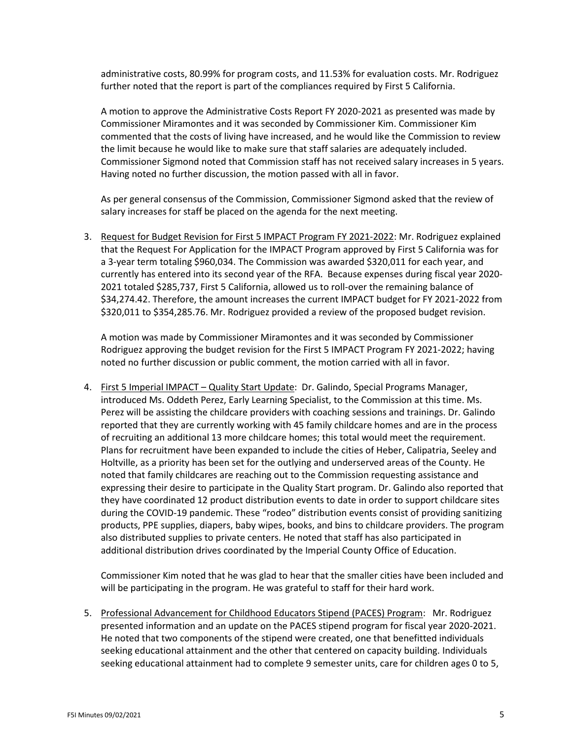administrative costs, 80.99% for program costs, and 11.53% for evaluation costs. Mr. Rodriguez further noted that the report is part of the compliances required by First 5 California.

A motion to approve the Administrative Costs Report FY 2020-2021 as presented was made by Commissioner Miramontes and it was seconded by Commissioner Kim. Commissioner Kim commented that the costs of living have increased, and he would like the Commission to review the limit because he would like to make sure that staff salaries are adequately included. Commissioner Sigmond noted that Commission staff has not received salary increases in 5 years. Having noted no further discussion, the motion passed with all in favor.

As per general consensus of the Commission, Commissioner Sigmond asked that the review of salary increases for staff be placed on the agenda for the next meeting.

3. Request for Budget Revision for First 5 IMPACT Program FY 2021-2022: Mr. Rodriguez explained that the Request For Application for the IMPACT Program approved by First 5 California was for a 3-year term totaling $960,034. The Commission was awarded $320,011 for each year, and currently has entered into its second year of the RFA. Because expenses during fiscal year 2020-2021 totaled $285,737, First 5 California, allowed us to roll-over the remaining balance of $34,274.42. Therefore, the amount increases the current IMPACT budget for FY 2021-2022 from $320,011 to $354,285.76. Mr. Rodriguez provided a review of the proposed budget revision.

   A motion was made by Commissioner Miramontes and it was seconded by Commissioner Rodriguez approving the budget revision for the First 5 IMPACT Program FY 2021-2022; having noted no further discussion or public comment, the motion carried with all in favor.

4. First 5 Imperial IMPACT – Quality Start Update: Dr. Galindo, Special Programs Manager, introduced Ms. Oddeth Perez, Early Learning Specialist, to the Commission at this time. Ms. Perez will be assisting the childcare providers with coaching sessions and trainings. Dr. Galindo reported that they are currently working with 45 family childcare homes and are in the process of recruiting an additional 13 more childcare homes; this total would meet the requirement. Plans for recruitment have been expanded to include the cities of Heber, Calipatria, Seeley and Holtville, as a priority has been set for the outlying and underserved areas of the County. He noted that family childcares are reaching out to the Commission requesting assistance and expressing their desire to participate in the Quality Start program. Dr. Galindo also reported that they have coordinated 12 product distribution events to date in order to support childcare sites during the COVID-19 pandemic. These "rodeo" distribution events consist of providing sanitizing products, PPE supplies, diapers, baby wipes, books, and bins to childcare providers. The program also distributed supplies to private centers. He noted that staff has also participated in additional distribution drives coordinated by the Imperial County Office of Education.

   Commissioner Kim noted that he was glad to hear that the smaller cities have been included and will be participating in the program. He was grateful to staff for their hard work.

5. Professional Advancement for Childhood Educators Stipend (PACES) Program: Mr. Rodriguez presented information and an update on the PACES stipend program for fiscal year 2020-2021. He noted that two components of the stipend were created, one that benefitted individuals seeking educational attainment and the other that centered on capacity building. Individuals seeking educational attainment had to complete 9 semester units, care for children ages 0 to 5,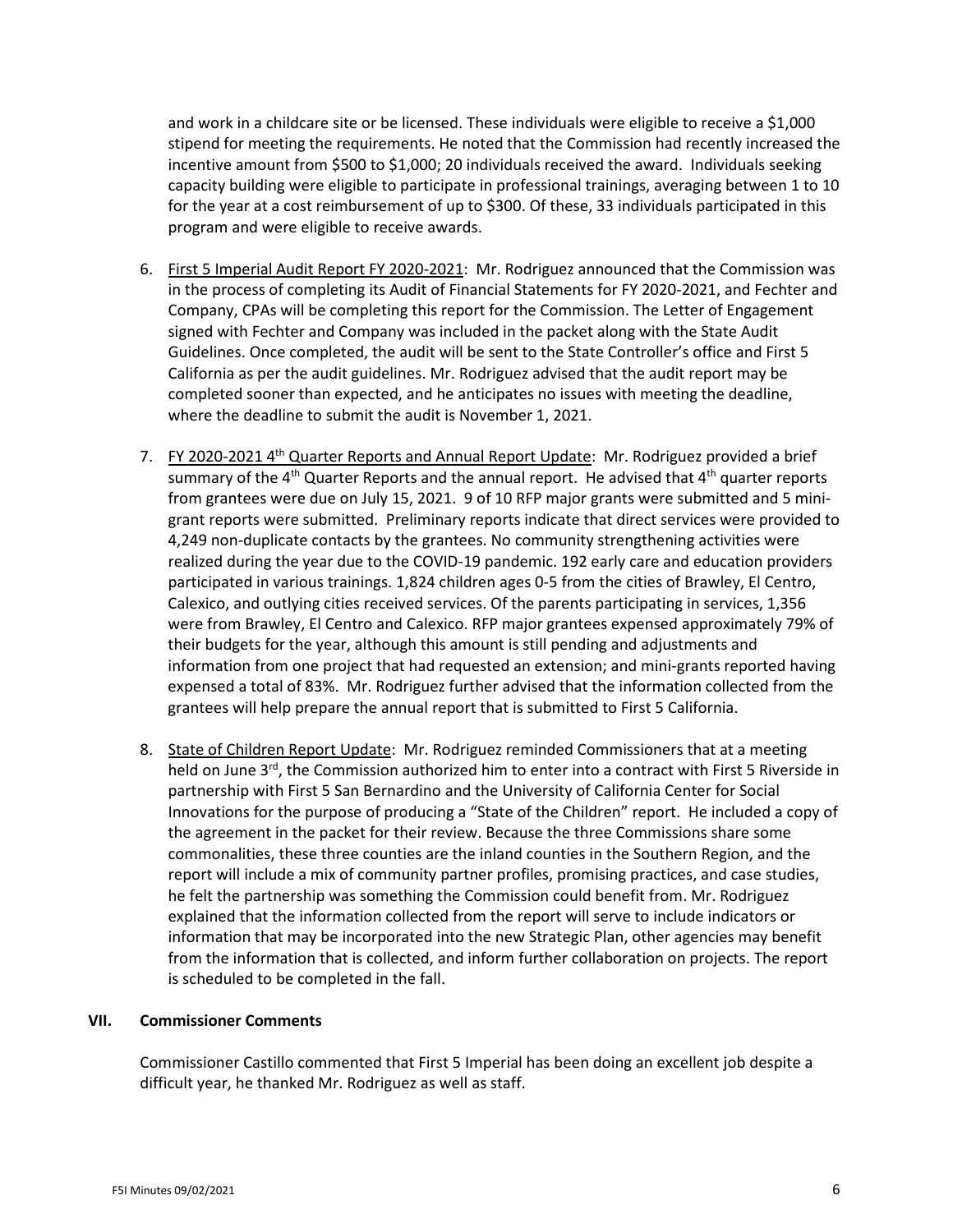and work in a childcare site or be licensed. These individuals were eligible to receive a $1,000 stipend for meeting the requirements. He noted that the Commission had recently increased the incentive amount from $500 to $1,000; 20 individuals received the award. Individuals seeking capacity building were eligible to participate in professional trainings, averaging between 1 to 10 for the year at a cost reimbursement of up to $300. Of these, 33 individuals participated in this program and were eligible to receive awards.

6. First 5 Imperial Audit Report FY 2020-2021: Mr. Rodriguez announced that the Commission was in the process of completing its Audit of Financial Statements for FY 2020-2021, and Fechter and Company, CPAs will be completing this report for the Commission. The Letter of Engagement signed with Fechter and Company was included in the packet along with the State Audit Guidelines. Once completed, the audit will be sent to the State Controller's office and First 5 California as per the audit guidelines. Mr. Rodriguez advised that the audit report may be completed sooner than expected, and he anticipates no issues with meeting the deadline, where the deadline to submit the audit is November 1, 2021.

7. FY 2020-2021 4th Quarter Reports and Annual Report Update: Mr. Rodriguez provided a brief summary of the 4th Quarter Reports and the annual report. He advised that 4th quarter reports from grantees were due on July 15, 2021. 9 of 10 RFP major grants were submitted and 5 mini-grant reports were submitted. Preliminary reports indicate that direct services were provided to 4,249 non-duplicate contacts by the grantees. No community strengthening activities were realized during the year due to the COVID-19 pandemic. 192 early care and education providers participated in various trainings. 1,824 children ages 0-5 from the cities of Brawley, El Centro, Calexico, and outlying cities received services. Of the parents participating in services, 1,356 were from Brawley, El Centro and Calexico. RFP major grantees expensed approximately 79% of their budgets for the year, although this amount is still pending and adjustments and information from one project that had requested an extension; and mini-grants reported having expensed a total of 83%. Mr. Rodriguez further advised that the information collected from the grantees will help prepare the annual report that is submitted to First 5 California.

8. State of Children Report Update: Mr. Rodriguez reminded Commissioners that at a meeting held on June 3rd, the Commission authorized him to enter into a contract with First 5 Riverside in partnership with First 5 San Bernardino and the University of California Center for Social Innovations for the purpose of producing a "State of the Children" report. He included a copy of the agreement in the packet for their review. Because the three Commissions share some commonalities, these three counties are the inland counties in the Southern Region, and the report will include a mix of community partner profiles, promising practices, and case studies, he felt the partnership was something the Commission could benefit from. Mr. Rodriguez explained that the information collected from the report will serve to include indicators or information that may be incorporated into the new Strategic Plan, other agencies may benefit from the information that is collected, and inform further collaboration on projects. The report is scheduled to be completed in the fall.

## VII. Commissioner Comments

Commissioner Castillo commented that First 5 Imperial has been doing an excellent job despite a difficult year, he thanked Mr. Rodriguez as well as staff.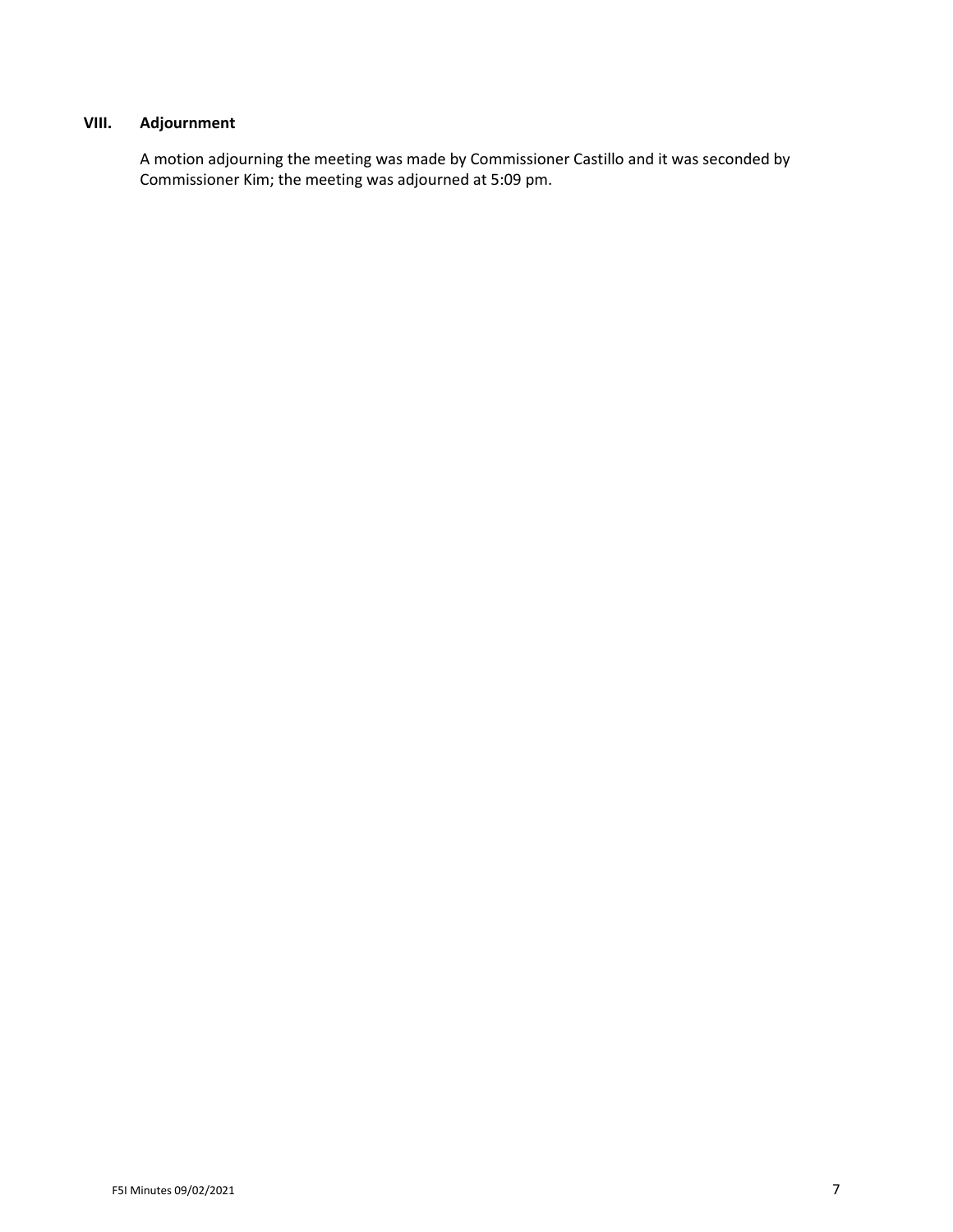## VIII. Adjournment

A motion adjourning the meeting was made by Commissioner Castillo and it was seconded by Commissioner Kim; the meeting was adjourned at 5:09 pm.